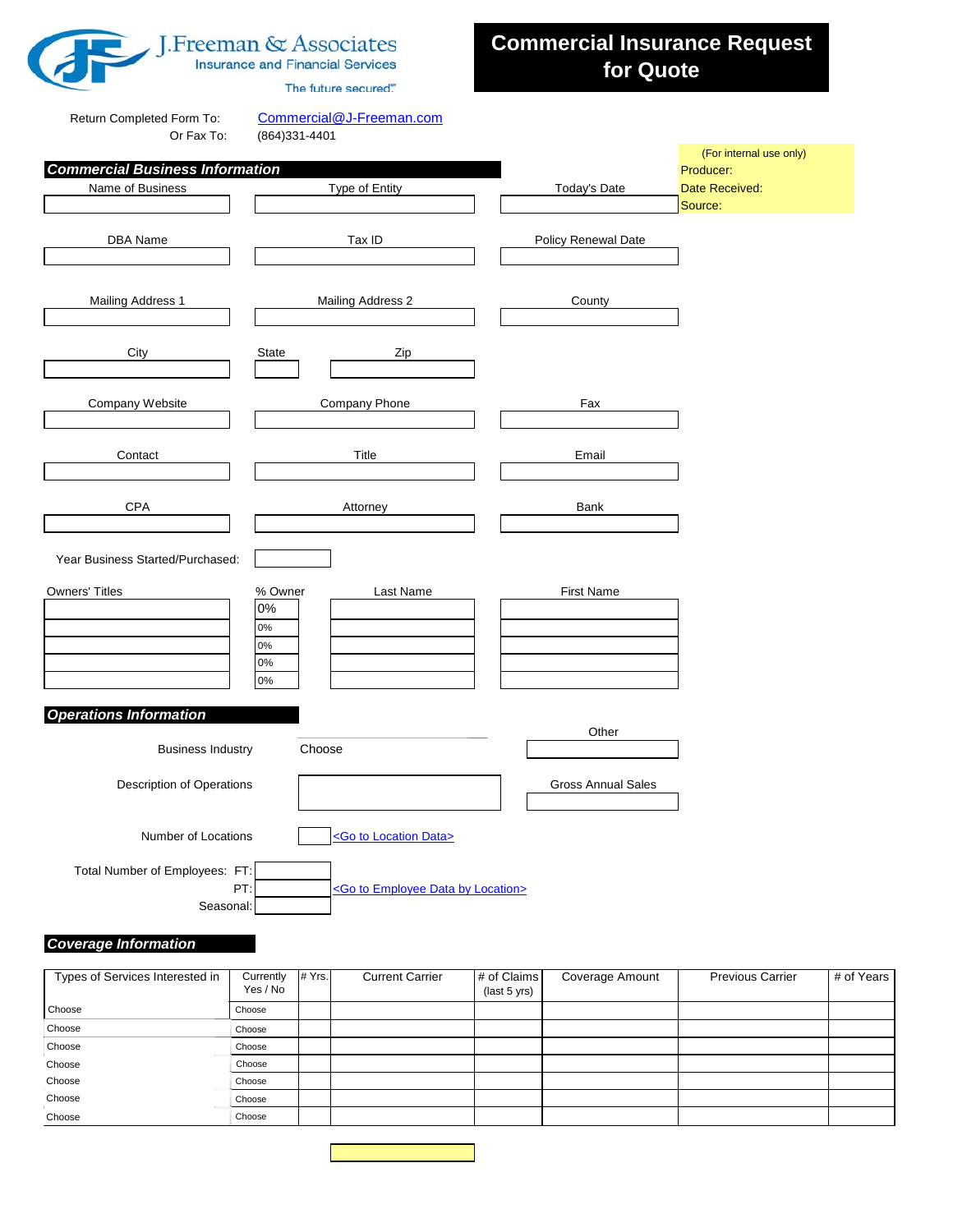J.Freeman & Associates
Insurance and Financial Services
The future secured℠

# Commercial Insurance Request for Quote

Return Completed Form To: Commercial@J-Freeman.com
Or Fax To: (864)331-4401

(For internal use only)
Producer:
Date Received:
Source:

## Commercial Business Information

| Name of Business | Type of Entity | Today's Date |
|---|---|---|
| | | |

| DBA Name | Tax ID | Policy Renewal Date |
|---|---|---|
| | | |

| Mailing Address 1 | Mailing Address 2 | County |
|---|---|---|
| | | |

| City | State | Zip |
|---|---|---|
| | | |

| Company Website | Company Phone | Fax |
|---|---|---|
| | | |

| Contact | Title | Email |
|---|---|---|
| | | |

| CPA | Attorney | Bank |
|---|---|---|
| | | |

Year Business Started/Purchased:

| Owners' Titles | % Owner | Last Name | First Name |
|---|---|---|---|
| | 0% | | |
| | 0% | | |
| | 0% | | |
| | 0% | | |
| | 0% | | |

## Operations Information

Business Industry: Choose

Other:

Description of Operations:

Gross Annual Sales:

Number of Locations: <Go to Location Data>

Total Number of Employees: FT:
PT: <Go to Employee Data by Location>
Seasonal:

## Coverage Information

| Types of Services Interested in | Currently Yes / No | # Yrs. | Current Carrier | # of Claims (last 5 yrs) | Coverage Amount | Previous Carrier | # of Years |
|---|---|---|---|---|---|---|---|
| Choose | Choose | | | | | | |
| Choose | Choose | | | | | | |
| Choose | Choose | | | | | | |
| Choose | Choose | | | | | | |
| Choose | Choose | | | | | | |
| Choose | Choose | | | | | | |
| Choose | Choose | | | | | | |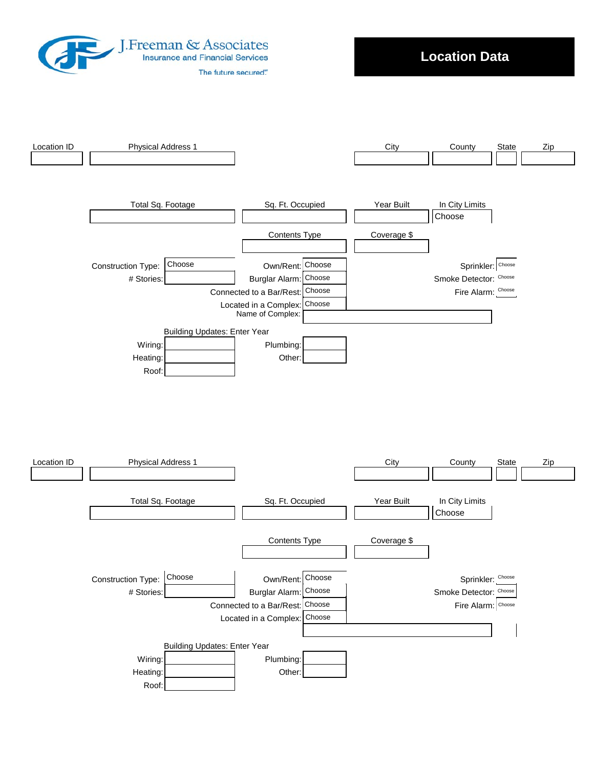J.Freeman & Associates
Insurance and Financial Services
The future secured.

# Location Data

| Location ID | Physical Address 1 | City | County | State | Zip |
|---|---|---|---|---|---|
| | | | | | |

| Total Sq. Footage | Sq. Ft. Occupied | Year Built | In City Limits |
|---|---|---|---|
| | | | Choose |

| Contents Type | Coverage $ |
|---|---|
| | |

Construction Type: Choose
Own/Rent: Choose
Sprinkler: Choose
# Stories:
Burglar Alarm: Choose
Smoke Detector: Choose
Connected to a Bar/Rest: Choose
Fire Alarm: Choose
Located in a Complex: Choose
Name of Complex:

Building Updates: Enter Year

Wiring:
Plumbing:
Heating:
Other:
Roof:

| Location ID | Physical Address 1 | City | County | State | Zip |
|---|---|---|---|---|---|
| | | | | | |

| Total Sq. Footage | Sq. Ft. Occupied | Year Built | In City Limits |
|---|---|---|---|
| | | | Choose |

| Contents Type | Coverage $ |
|---|---|
| | |

Construction Type: Choose
Own/Rent: Choose
Sprinkler: Choose
# Stories:
Burglar Alarm: Choose
Smoke Detector: Choose
Connected to a Bar/Rest: Choose
Fire Alarm: Choose
Located in a Complex: Choose

Building Updates: Enter Year

Wiring:
Plumbing:
Heating:
Other:
Roof: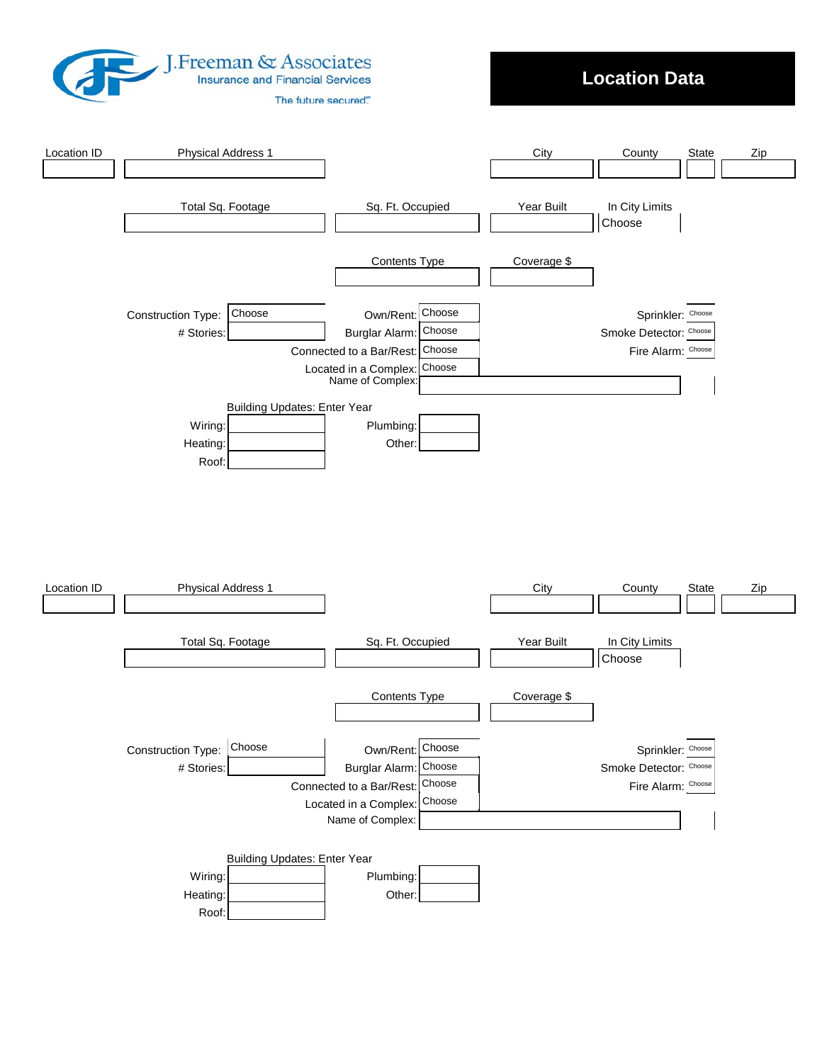J.Freeman & Associates
Insurance and Financial Services
The future secured℠

# Location Data

| Location ID | Physical Address 1 | City | County | State | Zip |
|---|---|---|---|---|---|
| | | | | | |

| Total Sq. Footage | Sq. Ft. Occupied | Year Built | In City Limits |
|---|---|---|---|
| | | | Choose |

| Contents Type | Coverage $ |
|---|---|
| | |

Construction Type: Choose
# Stories:

Own/Rent: Choose
Burglar Alarm: Choose
Connected to a Bar/Rest: Choose
Located in a Complex: Choose
Name of Complex:

Sprinkler: Choose
Smoke Detector: Choose
Fire Alarm: Choose

Building Updates: Enter Year

Wiring:
Heating:
Roof:

Plumbing:
Other:

| Location ID | Physical Address 1 | City | County | State | Zip |
|---|---|---|---|---|---|
| | | | | | |

| Total Sq. Footage | Sq. Ft. Occupied | Year Built | In City Limits |
|---|---|---|---|
| | | | Choose |

| Contents Type | Coverage $ |
|---|---|
| | |

Construction Type: Choose
# Stories:

Own/Rent: Choose
Burglar Alarm: Choose
Connected to a Bar/Rest: Choose
Located in a Complex: Choose
Name of Complex:

Sprinkler: Choose
Smoke Detector: Choose
Fire Alarm: Choose

Building Updates: Enter Year

Wiring:
Heating:
Roof:

Plumbing:
Other: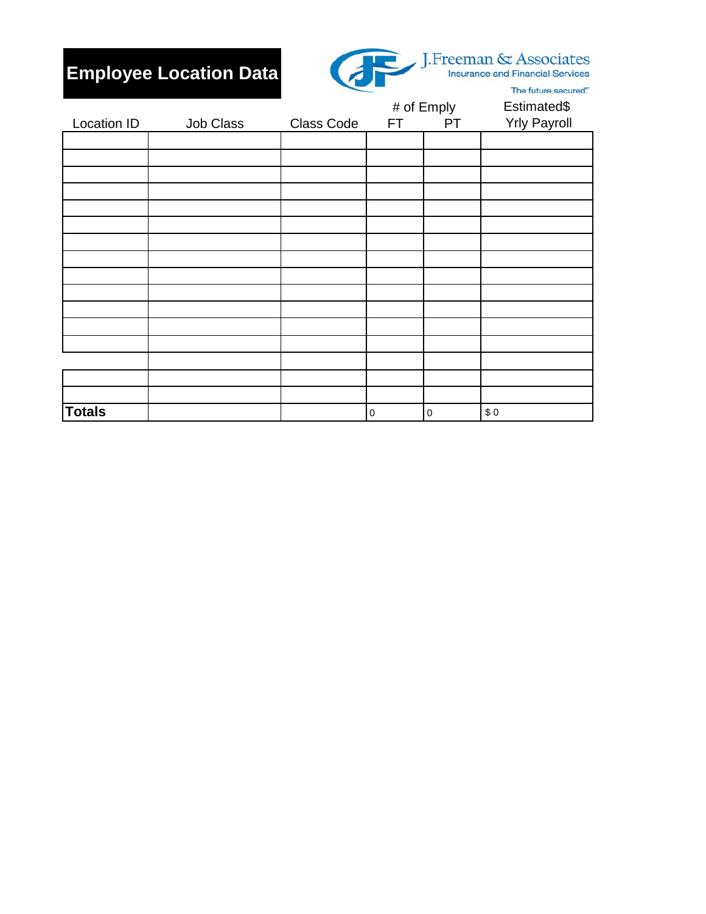# Employee Location Data

J.Freeman & Associates
Insurance and Financial Services
The future secured

| Location ID | Job Class | Class Code | # of Emply FT | PT | Estimated$ Yrly Payroll |
|---|---|---|---|---|---|
| | | | | | |
| | | | | | |
| | | | | | |
| | | | | | |
| | | | | | |
| | | | | | |
| | | | | | |
| | | | | | |
| | | | | | |
| | | | | | |
| | | | | | |
| | | | | | |
| | | | | | |
| | | | | | |
| | | | | | |
| | | | | | |
| **Totals** | | | 0 | 0 | $ 0 |